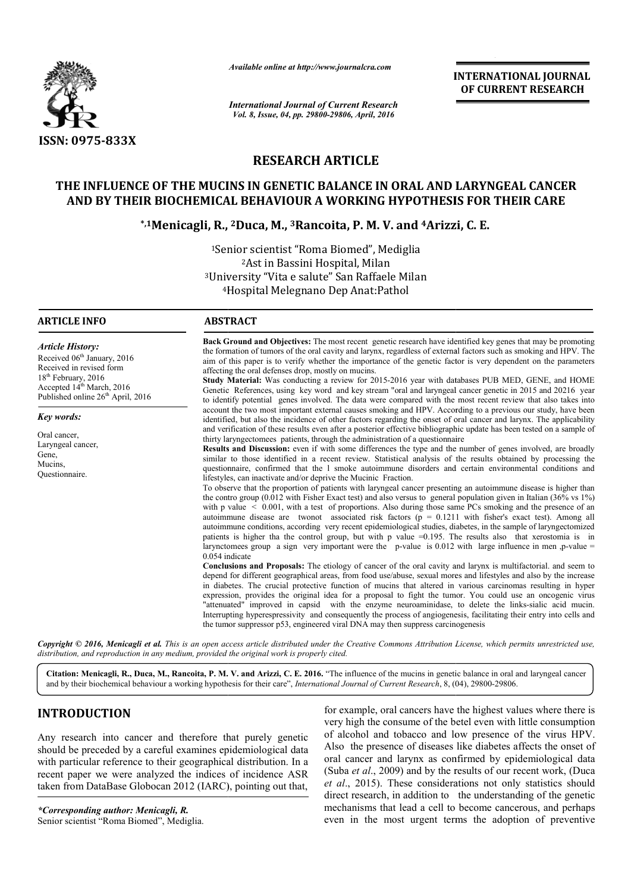ISSN: 0975-833X

*Available online at http://www.journalcra.com*

*International Journal of Current Research*
*Vol. 8, Issue, 04, pp. 29800-29806, April, 2016*

**INTERNATIONAL JOURNAL OF CURRENT RESEARCH**

## RESEARCH ARTICLE

# THE INFLUENCE OF THE MUCINS IN GENETIC BALANCE IN ORAL AND LARYNGEAL CANCER AND BY THEIR BIOCHEMICAL BEHAVIOUR A WORKING HYPOTHESIS FOR THEIR CARE

**\*,[1]Menicagli, R., [2]Duca, M., [3]Rancoita, P. M. V. and [4]Arizzi, C. E.**

[1]Senior scientist "Roma Biomed", Mediglia
[2]Ast in Bassini Hospital, Milan
[3]University "Vita e salute" San Raffaele Milan
[4]Hospital Melegnano Dep Anat:Pathol

### ARTICLE INFO

*Article History:*

Received 06th January, 2016
Received in revised form
18th February, 2016
Accepted 14th March, 2016
Published online 26th April, 2016

*Key words:*

Oral cancer,
Laryngeal cancer,
Gene,
Mucins,
Questionnaire.

### ABSTRACT

**Back Ground and Objectives:** The most recent genetic research have identified key genes that may be promoting the formation of tumors of the oral cavity and larynx, regardless of external factors such as smoking and HPV. The aim of this paper is to verify whether the importance of the genetic factor is very dependent on the parameters affecting the oral defenses drop, mostly on mucins.

**Study Material:** Was conducting a review for 2015-2016 year with databases PUB MED, GENE, and HOME Genetic References, using key word and key stream "oral and laryngeal cancer genetic in 2015 and 20216 year to identify potential genes involved. The data were compared with the most recent review that also takes into account the two most important external causes smoking and HPV. According to a previous our study, have been identified, but also the incidence of other factors regarding the onset of oral cancer and larynx. The applicability and verification of these results even after a posterior effective bibliographic update has been tested on a sample of thirty laryngectomees patients, through the administration of a questionnaire

**Results and Discussion:** even if with some differences the type and the number of genes involved, are broadly similar to those identified in a recent review. Statistical analysis of the results obtained by processing the questionnaire, confirmed that the l smoke autoimmune disorders and certain environmental conditions and lifestyles, can inactivate and/or deprive the Mucinic Fraction.

To observe that the proportion of patients with laryngeal cancer presenting an autoimmune disease is higher than the contro group (0.012 with Fisher Exact test) and also versus to general population given in Italian (36% vs 1%) with p value $< 0.001$, with a test of proportions. Also during those same PCs smoking and the presence of an autoimmune disease are twonot associated risk factors ($p = 0.1211$ with fisher's exact test). Among all autoimmune conditions, according very recent epidemiological studies, diabetes, in the sample of laryngectomized patients is higher tha the control group, but with p value $=0.195$. The results also that xerostomia is in larynctomees group a sign very important were the p-value is 0.012 with large influence in men ,p-value = 0.054 indicate

**Conclusions and Proposals:** The etiology of cancer of the oral cavity and larynx is multifactorial. and seem to depend for different geographical areas, from food use/abuse, sexual mores and lifestyles and also by the increase in diabetes. The crucial protective function of mucins that altered in various carcinomas resulting in hyper expression, provides the original idea for a proposal to fight the tumor. You could use an oncogenic virus "attenuated" improved in capsid with the enzyme neuroaminidase, to delete the links-sialic acid mucin. Interrupting hyperespressivity and consequently the process of angiogenesis, facilitating their entry into cells and the tumor suppressor p53, engineered viral DNA may then suppress carcinogenesis

*Copyright © 2016, Menicagli et al. This is an open access article distributed under the Creative Commons Attribution License, which permits unrestricted use, distribution, and reproduction in any medium, provided the original work is properly cited.*

**Citation: Menicagli, R., Duca, M., Rancoita, P. M. V. and Arizzi, C. E. 2016.** "The influence of the mucins in genetic balance in oral and laryngeal cancer and by their biochemical behaviour a working hypothesis for their care", *International Journal of Current Research*, 8, (04), 29800-29806.

## INTRODUCTION

Any research into cancer and therefore that purely genetic should be preceded by a careful examines epidemiological data with particular reference to their geographical distribution. In a recent paper we were analyzed the indices of incidence ASR taken from DataBase Globocan 2012 (IARC), pointing out that, for example, oral cancers have the highest values where there is very high the consume of the betel even with little consumption of alcohol and tobacco and low presence of the virus HPV. Also the presence of diseases like diabetes affects the onset of oral cancer and larynx as confirmed by epidemiological data (Suba *et al*., 2009) and by the results of our recent work, (Duca *et al*., 2015). These considerations not only statistics should direct research, in addition to the understanding of the genetic mechanisms that lead a cell to become cancerous, and perhaps even in the most urgent terms the adoption of preventive

*\*Corresponding author: Menicagli, R.*
Senior scientist "Roma Biomed", Mediglia.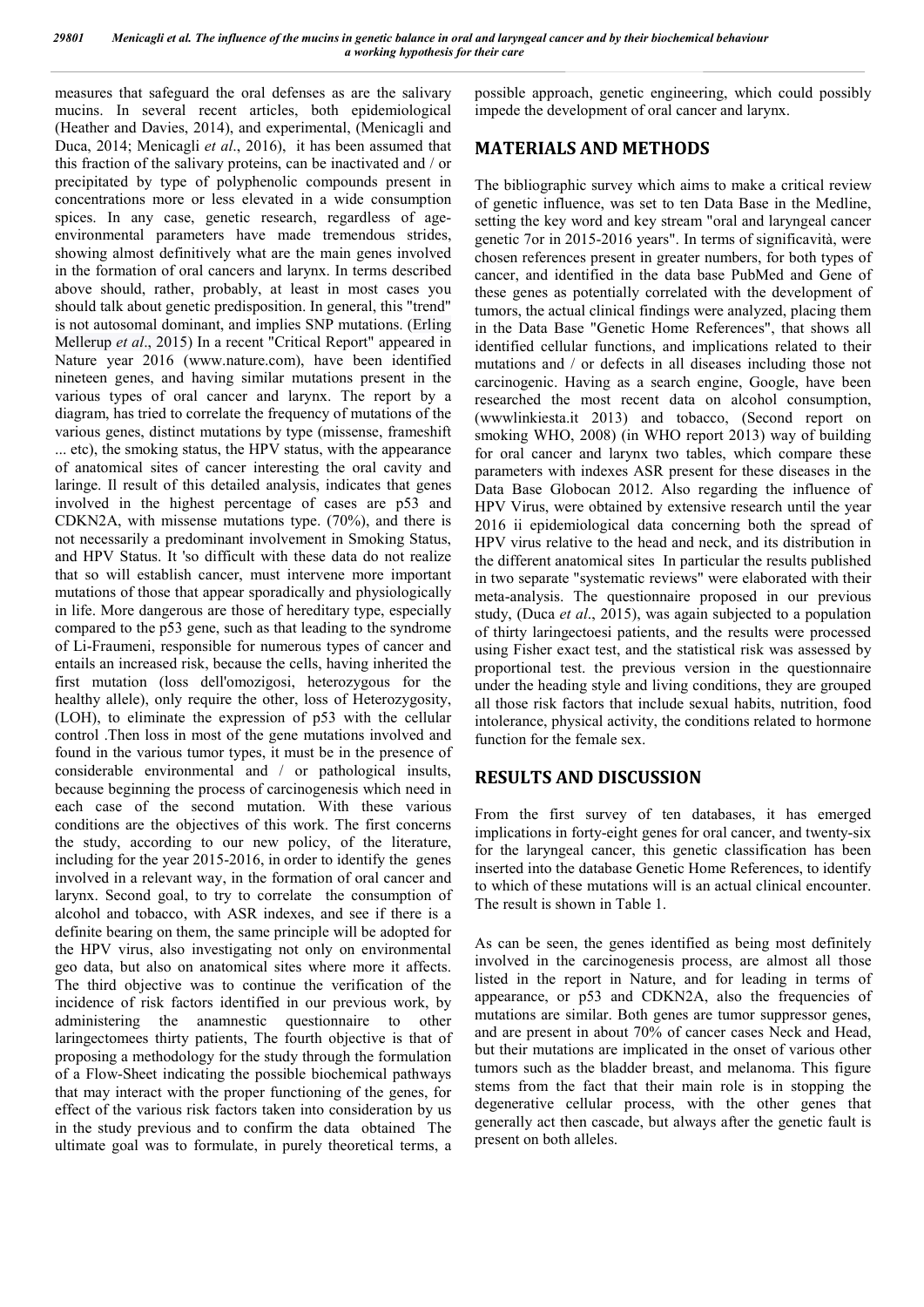measures that safeguard the oral defenses as are the salivary mucins. In several recent articles, both epidemiological (Heather and Davies, 2014), and experimental, (Menicagli and Duca, 2014; Menicagli *et al*., 2016), it has been assumed that this fraction of the salivary proteins, can be inactivated and / or precipitated by type of polyphenolic compounds present in concentrations more or less elevated in a wide consumption spices. In any case, genetic research, regardless of age-environmental parameters have made tremendous strides, showing almost definitively what are the main genes involved in the formation of oral cancers and larynx. In terms described above should, rather, probably, at least in most cases you should talk about genetic predisposition. In general, this "trend" is not autosomal dominant, and implies SNP mutations. (Erling Mellerup *et al*., 2015) In a recent "Critical Report" appeared in Nature year 2016 (www.nature.com), have been identified nineteen genes, and having similar mutations present in the various types of oral cancer and larynx. The report by a diagram, has tried to correlate the frequency of mutations of the various genes, distinct mutations by type (missense, frameshift ... etc), the smoking status, the HPV status, with the appearance of anatomical sites of cancer interesting the oral cavity and laringe. Il result of this detailed analysis, indicates that genes involved in the highest percentage of cases are p53 and CDKN2A, with missense mutations type. (70%), and there is not necessarily a predominant involvement in Smoking Status, and HPV Status. It 'so difficult with these data do not realize that so will establish cancer, must intervene more important mutations of those that appear sporadically and physiologically in life. More dangerous are those of hereditary type, especially compared to the p53 gene, such as that leading to the syndrome of Li-Fraumeni, responsible for numerous types of cancer and entails an increased risk, because the cells, having inherited the first mutation (loss dell'omozigosi, heterozygous for the healthy allele), only require the other, loss of Heterozygosity, (LOH), to eliminate the expression of p53 with the cellular control .Then loss in most of the gene mutations involved and found in the various tumor types, it must be in the presence of considerable environmental and / or pathological insults, because beginning the process of carcinogenesis which need in each case of the second mutation. With these various conditions are the objectives of this work. The first concerns the study, according to our new policy, of the literature, including for the year 2015-2016, in order to identify the genes involved in a relevant way, in the formation of oral cancer and larynx. Second goal, to try to correlate the consumption of alcohol and tobacco, with ASR indexes, and see if there is a definite bearing on them, the same principle will be adopted for the HPV virus, also investigating not only on environmental geo data, but also on anatomical sites where more it affects. The third objective was to continue the verification of the incidence of risk factors identified in our previous work, by administering the anamnestic questionnaire to other laringectomees thirty patients, The fourth objective is that of proposing a methodology for the study through the formulation of a Flow-Sheet indicating the possible biochemical pathways that may interact with the proper functioning of the genes, for effect of the various risk factors taken into consideration by us in the study previous and to confirm the data obtained The ultimate goal was to formulate, in purely theoretical terms, a possible approach, genetic engineering, which could possibly impede the development of oral cancer and larynx.

## MATERIALS AND METHODS

The bibliographic survey which aims to make a critical review of genetic influence, was set to ten Data Base in the Medline, setting the key word and key stream "oral and laryngeal cancer genetic 7or in 2015-2016 years". In terms of significatività, were chosen references present in greater numbers, for both types of cancer, and identified in the data base PubMed and Gene of these genes as potentially correlated with the development of tumors, the actual clinical findings were analyzed, placing them in the Data Base "Genetic Home References", that shows all identified cellular functions, and implications related to their mutations and / or defects in all diseases including those not carcinogenic. Having as a search engine, Google, have been researched the most recent data on alcohol consumption, (wwwlinkiesta.it 2013) and tobacco, (Second report on smoking WHO, 2008) (in WHO report 2013) way of building for oral cancer and larynx two tables, which compare these parameters with indexes ASR present for these diseases in the Data Base Globocan 2012. Also regarding the influence of HPV Virus, were obtained by extensive research until the year 2016 ii epidemiological data concerning both the spread of HPV virus relative to the head and neck, and its distribution in the different anatomical sites In particular the results published in two separate "systematic reviews" were elaborated with their meta-analysis. The questionnaire proposed in our previous study, (Duca *et al*., 2015), was again subjected to a population of thirty laringectoesi patients, and the results were processed using Fisher exact test, and the statistical risk was assessed by proportional test. the previous version in the questionnaire under the heading style and living conditions, they are grouped all those risk factors that include sexual habits, nutrition, food intolerance, physical activity, the conditions related to hormone function for the female sex.

## RESULTS AND DISCUSSION

From the first survey of ten databases, it has emerged implications in forty-eight genes for oral cancer, and twenty-six for the laryngeal cancer, this genetic classification has been inserted into the database Genetic Home References, to identify to which of these mutations will is an actual clinical encounter. The result is shown in Table 1.

As can be seen, the genes identified as being most definitely involved in the carcinogenesis process, are almost all those listed in the report in Nature, and for leading in terms of appearance, or p53 and CDKN2A, also the frequencies of mutations are similar. Both genes are tumor suppressor genes, and are present in about 70% of cancer cases Neck and Head, but their mutations are implicated in the onset of various other tumors such as the bladder breast, and melanoma. This figure stems from the fact that their main role is in stopping the degenerative cellular process, with the other genes that generally act then cascade, but always after the genetic fault is present on both alleles.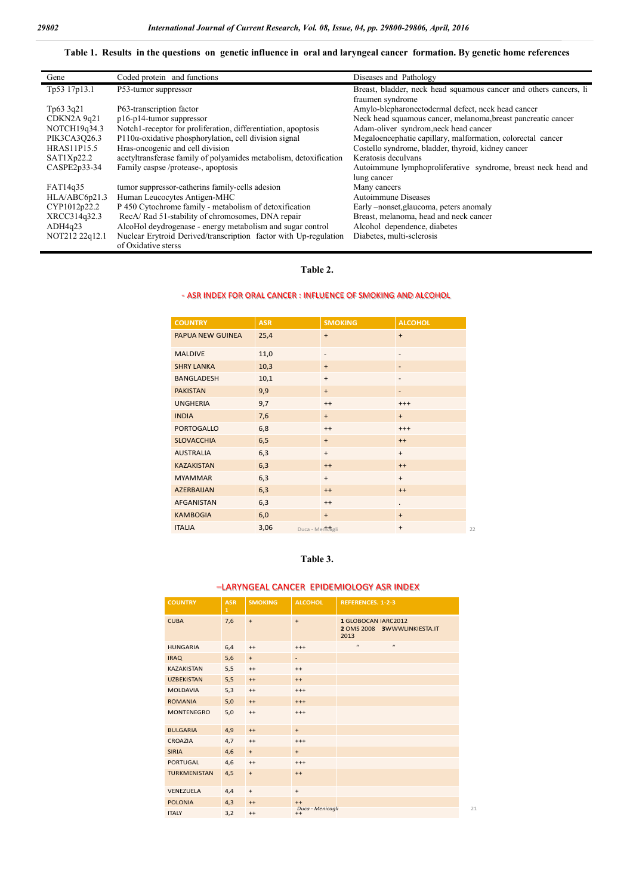**Table 1. Results in the questions on genetic influence in oral and laryngeal cancer formation. By genetic home references**

| Gene | Coded protein and functions | Diseases and Pathology |
|---|---|---|
| Tp53 17p13.1 | P53-tumor suppressor | Breast, bladder, neck head squamous cancer and others cancers, li fraumen syndrome |
| Tp63 3q21 | P63-transcription factor | Amylo-blepharonectodermal defect, neck head cancer |
| CDKN2A 9q21 | p16-p14-tumor suppressor | Neck head squamous cancer, melanoma,breast pancreatic cancer |
| NOTCH19q34.3 | Notch1-receptor for proliferation, differentiation, apoptosis | Adam-oliver syndrom,neck head cancer |
| PIK3CA3Q26.3 | P110α-oxidative phosphorylation, cell division signal | Megaloencephatie capillary, malformation, colorectal cancer |
| HRAS11P15.5 | Hras-oncogenic and cell division | Costello syndrome, bladder, thyroid, kidney cancer |
| SAT1Xp22.2 | acetyltransferase family of polyamides metabolism, detoxification | Keratosis deculvans |
| CASPE2p33-34 | Family caspse /protease-, apoptosis | Autoimmune lymphoproliferative syndrome, breast neck head and lung cancer |
| FAT14q35 | tumor suppressor-catherins family-cells adesion | Many cancers |
| HLA/ABC6p21.3 | Human Leucocytes Antigen-MHC | Autoimmune Diseases |
| CYP1012p22.2 | P 450 Cytochrome family - metabolism of detoxification | Early –nonset,glaucoma, peters anomaly |
| XRCC314q32.3 | RecA/ Rad 51-stability of chromosomes, DNA repair | Breast, melanoma, head and neck cancer |
| ADH4q23 | AlcoHol deydrogenase - energy metabolism and sugar control | Alcohol dependence, diabetes |
| NOT212 22q12.1 | Nuclear Erytroid Derived/transcription factor with Up-regulation of Oxidative sterss | Diabetes, multi-sclerosis |

**Table 2.**

- ASR INDEX FOR ORAL CANCER : INFLUENCE OF SMOKING AND ALCOHOL

| COUNTRY | ASR | SMOKING | ALCOHOL |
|---|---|---|---|
| PAPUA NEW GUINEA | 25,4 | + | + |
| MALDIVE | 11,0 | - | - |
| SHRY LANKA | 10,3 | + | - |
| BANGLADESH | 10,1 | + | - |
| PAKISTAN | 9,9 | + | - |
| UNGHERIA | 9,7 | ++ | +++ |
| INDIA | 7,6 | + | + |
| PORTOGALLO | 6,8 | ++ | +++ |
| SLOVACCHIA | 6,5 | + | ++ |
| AUSTRALIA | 6,3 | + | + |
| KAZAKISTAN | 6,3 | ++ | ++ |
| MYAMMAR | 6,3 | + | + |
| AZERBAIJAN | 6,3 | ++ | ++ |
| AFGANISTAN | 6,3 | ++ | . |
| KAMBOGIA | 6,0 | + | + |
| ITALIA | 3,06 | ++ | + |

Duca - Menicagli

**Table 3.**

–LARYNGEAL CANCER EPIDEMIOLOGY ASR INDEX

| COUNTRY | ASR 1 | SMOKING | ALCOHOL | REFERENCES. 1-2-3 |
|---|---|---|---|---|
| CUBA | 7,6 | + | + | 1 GLOBOCAN IARC2012 2 OMS 2008 3WWWLINKIESTA.IT 2013 |
| HUNGARIA | 6,4 | ++ | +++ | " " |
| IRAQ | 5,6 | + | - | |
| KAZAKISTAN | 5,5 | ++ | ++ | |
| UZBEKISTAN | 5,5 | ++ | ++ | |
| MOLDAVIA | 5,3 | ++ | +++ | |
| ROMANIA | 5,0 | ++ | +++ | |
| MONTENEGRO | 5,0 | ++ | +++ | |
| BULGARIA | 4,9 | ++ | + | |
| CROAZIA | 4,7 | ++ | +++ | |
| SIRIA | 4,6 | + | + | |
| PORTUGAL | 4,6 | ++ | +++ | |
| TURKMENISTAN | 4,5 | + | ++ | |
| VENEZUELA | 4,4 | + | + | |
| POLONIA | 4,3 | ++ | ++ | |
| ITALY | 3,2 | ++ | ++ | |

*Duca - Menicagli*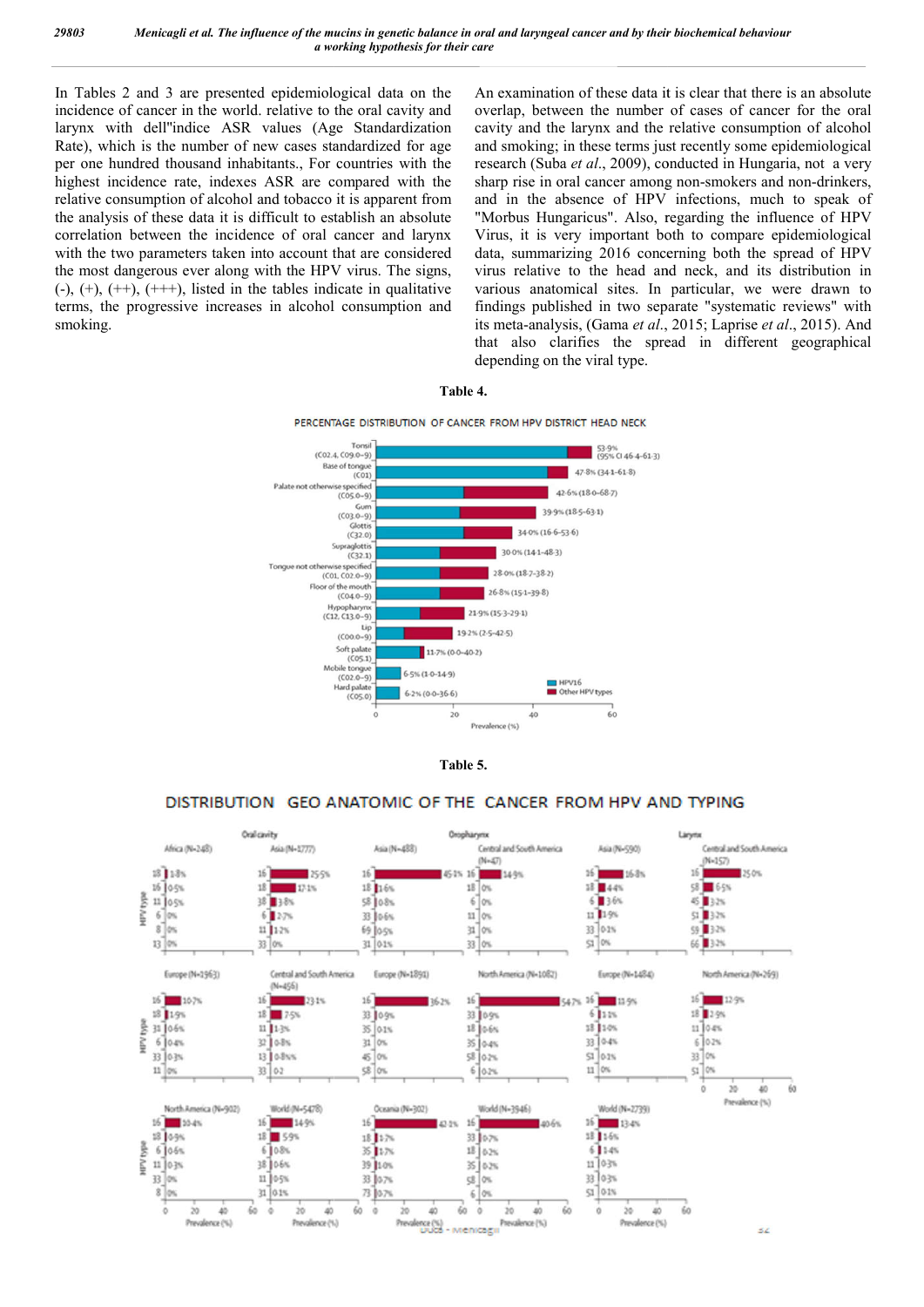In Tables 2 and 3 are presented epidemiological data on the incidence of cancer in the world. relative to the oral cavity and larynx with dell"indice ASR values (Age Standardization Rate), which is the number of new cases standardized for age per one hundred thousand inhabitants., For countries with the highest incidence rate, indexes ASR are compared with the relative consumption of alcohol and tobacco it is apparent from the analysis of these data it is difficult to establish an absolute correlation between the incidence of oral cancer and larynx with the two parameters taken into account that are considered the most dangerous ever along with the HPV virus. The signs, (-), (+), (++), (+++), listed in the tables indicate in qualitative terms, the progressive increases in alcohol consumption and smoking.

An examination of these data it is clear that there is an absolute overlap, between the number of cases of cancer for the oral cavity and the larynx and the relative consumption of alcohol and smoking; in these terms just recently some epidemiological research (Suba *et al*., 2009), conducted in Hungaria, not a very sharp rise in oral cancer among non-smokers and non-drinkers, and in the absence of HPV infections, much to speak of "Morbus Hungaricus". Also, regarding the influence of HPV Virus, it is very important both to compare epidemiological data, summarizing 2016 concerning both the spread of HPV virus relative to the head and neck, and its distribution in various anatomical sites. In particular, we were drawn to findings published in two separate "systematic reviews" with its meta-analysis, (Gama *et al*., 2015; Laprise *et al*., 2015). And that also clarifies the spread in different geographical depending on the viral type.

**Table 4.**

PERCENTAGE DISTRIBUTION OF CANCER FROM HPV DISTRICT HEAD NECK

| Site | Prevalence (%) (95% CI) |
|---|---|
| Tonsil (C02.4, C09.0–9) | 53·9% (95% CI 46·4–61·3) |
| Base of tongue (C01) | 47·8% (34·1–61·8) |
| Palate not otherwise specified (C05.0–9) | 42·6% (18·0–68·7) |
| Gum (C03.0–9) | 39·9% (18·5–63·1) |
| Glottis (C32.0) | 34·0% (16·6–53·6) |
| Supraglottis (C32.1) | 30·0% (14·1–48·3) |
| Tongue not otherwise specified (C01, C02.0–9) | 28·0% (18·7–38·2) |
| Floor of the mouth (C04.0–9) | 26·8% (15·1–39·8) |
| Hypopharynx (C12, C13.0–9) | 21·9% (15·3–29·1) |
| Lip (C00.0–9) | 19·2% (2·5–42·5) |
| Soft palate (C05.1) | 11·7% (0·0–40·2) |
| Mobile tongue (C02.0–9) | 6·5% (1·0–14·9) |
| Hard palate (C05.0) | 6·2% (0·0–36·6) |

Legend: HPV16; Other HPV types. X-axis: Prevalence (%)

**Table 5.**

DISTRIBUTION GEO ANATOMIC OF THE CANCER FROM HPV AND TYPING

**Oral cavity**

| Africa (N=248) | | Asia (N=1777) | | Europe (N=1963) | | Central and South America (N=456) | | North America (N=902) | | World (N=5478) | |
|---|---|---|---|---|---|---|---|---|---|---|---|
| 18 | 1·8% | 16 | 25·5% | 16 | 10·7% | 16 | 23·1% | 16 | 10·4% | 16 | 14·9% |
| 16 | 0·5% | 18 | 17·1% | 18 | 1·9% | 18 | 7·5% | 18 | 0·9% | 18 | 5·9% |
| 11 | 0·5% | 38 | 3·8% | 31 | 0·6% | 11 | 1·3% | 6 | 0·6% | 6 | 0·8% |
| 6 | 0% | 6 | 2·7% | 6 | 0·4% | 32 | 0·8% | 11 | 0·3% | 38 | 0·6% |
| 8 | 0% | 11 | 1·2% | 33 | 0·3% | 13 | 0·8% | 33 | 0% | 11 | 0·5% |
| 13 | 0% | 33 | 0% | 11 | 0% | 33 | 0·2 | 8 | 0% | 31 | 0·1% |

**Oropharynx**

| Asia (N=488) | | Central and South America (N=47) | | Europe (N=1891) | | North America (N=1082) | | Oceania (N=302) | | World (N=3946) | |
|---|---|---|---|---|---|---|---|---|---|---|---|
| 16 | 45·1% | 16 | 14·9% | 16 | 36·2% | 16 | 54·7% | 16 | 42·1% | 16 | 40·6% |
| 18 | 1·6% | 18 | 0% | 33 | 0·9% | 33 | 0·9% | 18 | 1·7% | 33 | 0·7% |
| 58 | 0·8% | 6 | 0% | 35 | 0·1% | 18 | 0·6% | 35 | 1·7% | 18 | 0·2% |
| 33 | 0·6% | 11 | 0% | 31 | 0% | 35 | 0·4% | 39 | 1·0% | 35 | 0·2% |
| 69 | 0·5% | 31 | 0% | 45 | 0% | 58 | 0·2% | 33 | 0·7% | 58 | 0% |
| 31 | 0·1% | 33 | 0% | 58 | 0% | 6 | 0·2% | 73 | 0·7% | 6 | 0% |

**Larynx**

| Asia (N=590) | | Central and South America (N=157) | | Europe (N=1484) | | North America (N=269) | | World (N=2739) | |
|---|---|---|---|---|---|---|---|---|---|
| 16 | 16·8% | 16 | 25·0% | 16 | 11·9% | 16 | 12·9% | 16 | 13·4% |
| 18 | 4·4% | 58 | 6·5% | 6 | 1·1% | 18 | 2·9% | 18 | 1·6% |
| 6 | 3·6% | 45 | 3·2% | 18 | 1·0% | 11 | 0·4% | 6 | 1·4% |
| 11 | 1·9% | 51 | 3·2% | 33 | 0·4% | 6 | 0·2% | 11 | 0·3% |
| 33 | 0·1% | 59 | 3·2% | 51 | 0·1% | 33 | 0% | 33 | 0·3% |
| 51 | 0% | 66 | 3·2% | 11 | 0% | 51 | 0% | 51 | 0·1% |

Y-axis: HPV type; X-axis: Prevalence (%)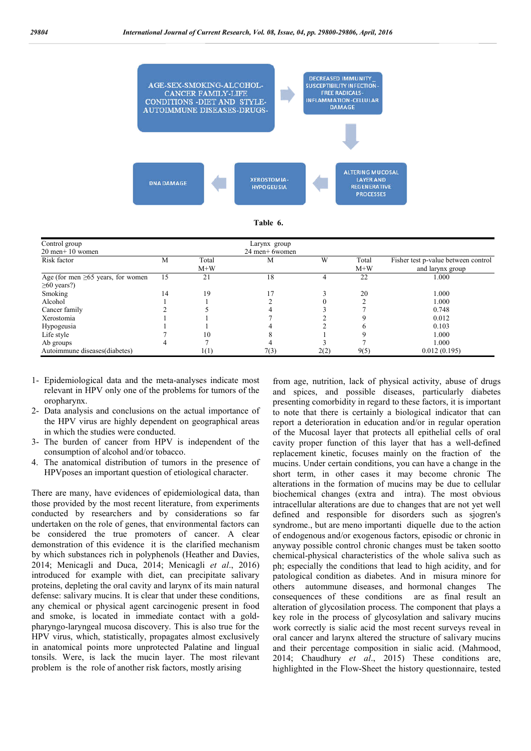AGE-SEX-SMOKING-ALCOHOL-CANCER FAMILY-LIFE CONDITIONS -DIET AND STYLE-AUTOIMMUNE DISEASES-DRUGS-

DECREASED IMMUNITY_ SUSCEPTIBILITY INFECTION-FREE RADICALS-INFLAMMATION-CELLULAR DAMAGE

ALTERING MUCOSAL LAYER AND REGENERATIVE PROCESSES

XEROSTOMIA-HYPOGEUSIA

DNA DAMAGE

**Table 6.**

| Control group 20 men+ 10 women | | | Larynx group 24 men+ 6women | | | |
|---|---|---|---|---|---|---|
| Risk factor | M | Total M+W | M | W | Total M+W | Fisher test p-value between control and larynx group |
| Age (for men ≥65 years, for women ≥60 years?) | 15 | 21 | 18 | 4 | 22 | 1.000 |
| Smoking | 14 | 19 | 17 | 3 | 20 | 1.000 |
| Alcohol | 1 | 1 | 2 | 0 | 2 | 1.000 |
| Cancer family | 2 | 5 | 4 | 3 | 7 | 0.748 |
| Xerostomia | 1 | 1 | 7 | 2 | 9 | 0.012 |
| Hypogeusia | 1 | 1 | 4 | 2 | 6 | 0.103 |
| Life style | 7 | 10 | 8 | 1 | 9 | 1.000 |
| Ab groups | 4 | 7 | 4 | 3 | 7 | 1.000 |
| Autoimmune diseases(diabetes) | | 1(1) | 7(3) | 2(2) | 9(5) | 0.012 (0.195) |

1- Epidemiological data and the meta-analyses indicate most relevant in HPV only one of the problems for tumors of the oropharynx.
2- Data analysis and conclusions on the actual importance of the HPV virus are highly dependent on geographical areas in which the studies were conducted.
3- The burden of cancer from HPV is independent of the consumption of alcohol and/or tobacco.
4. The anatomical distribution of tumors in the presence of HPVposes an important question of etiological character.

There are many, have evidences of epidemiological data, than those provided by the most recent literature, from experiments conducted by researchers and by considerations so far undertaken on the role of genes, that environmental factors can be considered the true promoters of cancer. A clear demonstration of this evidence it is the clarified mechanism by which substances rich in polyphenols (Heather and Davies, 2014; Menicagli and Duca, 2014; Menicagli *et al*., 2016) introduced for example with diet, can precipitate salivary proteins, depleting the oral cavity and larynx of its main natural defense: salivary mucins. It is clear that under these conditions, any chemical or physical agent carcinogenic present in food and smoke, is located in immediate contact with a gold-pharyngo-laryngeal mucosa discovery. This is also true for the HPV virus, which, statistically, propagates almost exclusively in anatomical points more unprotected Palatine and lingual tonsils. Were, is lack the mucin layer. The most rilevant problem is the role of another risk factors, mostly arising from age, nutrition, lack of physical activity, abuse of drugs and spices, and possible diseases, particularly diabetes presenting comorbidity in regard to these factors, it is important to note that there is certainly a biological indicator that can report a deterioration in education and/or in regular operation of the Mucosal layer that protects all epithelial cells of oral cavity proper function of this layer that has a well-defined replacement kinetic, focuses mainly on the fraction of the mucins. Under certain conditions, you can have a change in the short term, in other cases it may become chronic The alterations in the formation of mucins may be due to cellular biochemical changes (extra and intra). The most obvious intracellular alterations are due to changes that are not yet well defined and responsible for disorders such as sjogren's syndrome., but are meno importanti diquelle due to the action of endogenous and/or exogenous factors, episodic or chronic in anyway possible control chronic changes must be taken sootto chemical-physical characteristics of the whole saliva such as ph; especially the conditions that lead to high acidity, and for patological condition as diabetes. And in misura minore for others autommune diseases, and hormonal changes The consequences of these conditions are as final result an alteration of glycosilation process. The component that plays a key role in the process of glycosylation and salivary mucins work correctly is sialic acid the most recent surveys reveal in oral cancer and larynx altered the structure of salivary mucins and their percentage composition in sialic acid. (Mahmood, 2014; Chaudhury *et al*., 2015) These conditions are, highlighted in the Flow-Sheet the history questionnaire, tested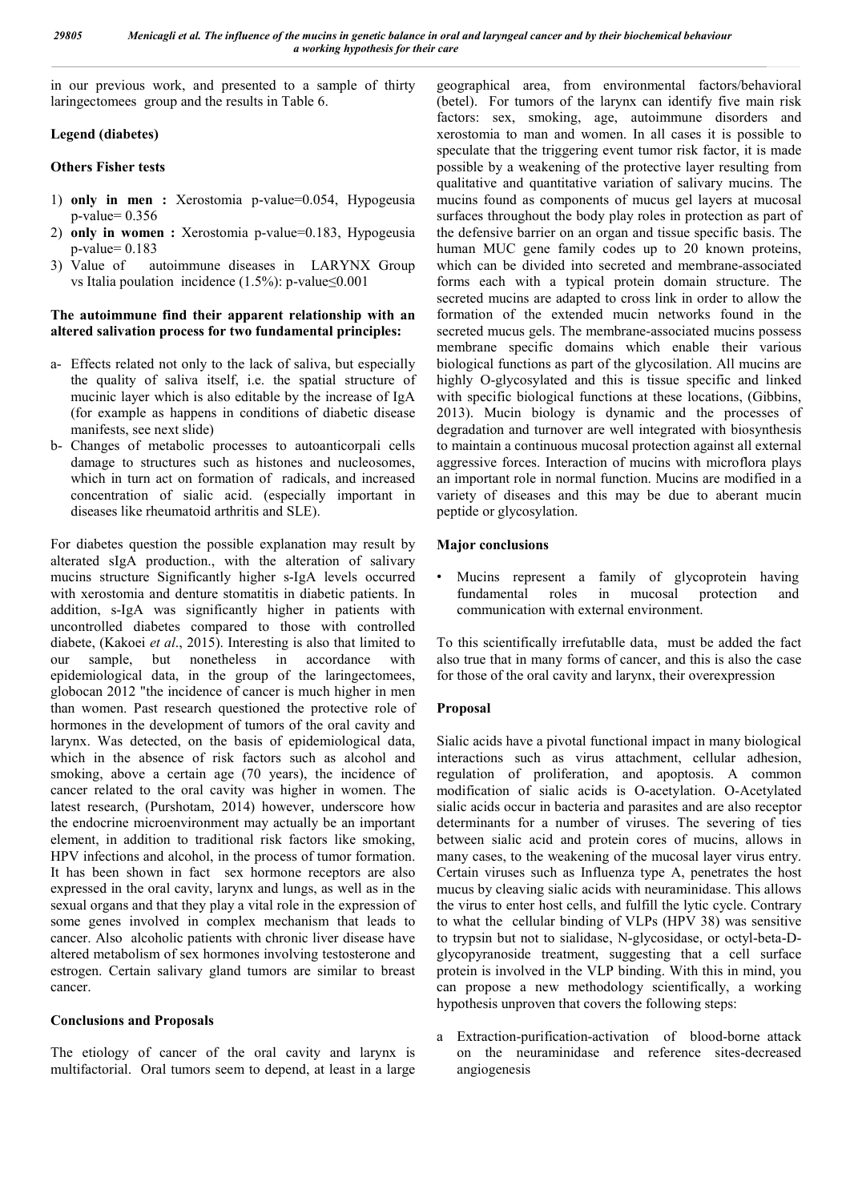in our previous work, and presented to a sample of thirty laringectomees group and the results in Table 6.

**Legend (diabetes)**

**Others Fisher tests**

1) **only in men :** Xerostomia p-value=0.054, Hypogeusia p-value= 0.356
2) **only in women :** Xerostomia p-value=0.183, Hypogeusia p-value= 0.183
3) Value of autoimmune diseases in LARYNX Group vs Italia poulation incidence (1.5%): p-value≤0.001

**The autoimmune find their apparent relationship with an altered salivation process for two fundamental principles:**

a- Effects related not only to the lack of saliva, but especially the quality of saliva itself, i.e. the spatial structure of mucinic layer which is also editable by the increase of IgA (for example as happens in conditions of diabetic disease manifests, see next slide)
b- Changes of metabolic processes to autoanticorpali cells damage to structures such as histones and nucleosomes, which in turn act on formation of radicals, and increased concentration of sialic acid. (especially important in diseases like rheumatoid arthritis and SLE).

For diabetes question the possible explanation may result by alterated sIgA production., with the alteration of salivary mucins structure Significantly higher s-IgA levels occurred with xerostomia and denture stomatitis in diabetic patients. In addition, s-IgA was significantly higher in patients with uncontrolled diabetes compared to those with controlled diabete, (Kakoei *et al*., 2015). Interesting is also that limited to our sample, but nonetheless in accordance with epidemiological data, in the group of the laringectomees, globocan 2012 "the incidence of cancer is much higher in men than women. Past research questioned the protective role of hormones in the development of tumors of the oral cavity and larynx. Was detected, on the basis of epidemiological data, which in the absence of risk factors such as alcohol and smoking, above a certain age (70 years), the incidence of cancer related to the oral cavity was higher in women. The latest research, (Purshotam, 2014) however, underscore how the endocrine microenvironment may actually be an important element, in addition to traditional risk factors like smoking, HPV infections and alcohol, in the process of tumor formation. It has been shown in fact sex hormone receptors are also expressed in the oral cavity, larynx and lungs, as well as in the sexual organs and that they play a vital role in the expression of some genes involved in complex mechanism that leads to cancer. Also alcoholic patients with chronic liver disease have altered metabolism of sex hormones involving testosterone and estrogen. Certain salivary gland tumors are similar to breast cancer.

## Conclusions and Proposals

The etiology of cancer of the oral cavity and larynx is multifactorial. Oral tumors seem to depend, at least in a large geographical area, from environmental factors/behavioral (betel). For tumors of the larynx can identify five main risk factors: sex, smoking, age, autoimmune disorders and xerostomia to man and women. In all cases it is possible to speculate that the triggering event tumor risk factor, it is made possible by a weakening of the protective layer resulting from qualitative and quantitative variation of salivary mucins. The mucins found as components of mucus gel layers at mucosal surfaces throughout the body play roles in protection as part of the defensive barrier on an organ and tissue specific basis. The human MUC gene family codes up to 20 known proteins, which can be divided into secreted and membrane-associated forms each with a typical protein domain structure. The secreted mucins are adapted to cross link in order to allow the formation of the extended mucin networks found in the secreted mucus gels. The membrane-associated mucins possess membrane specific domains which enable their various biological functions as part of the glycosilation. All mucins are highly O-glycosylated and this is tissue specific and linked with specific biological functions at these locations, (Gibbins, 2013). Mucin biology is dynamic and the processes of degradation and turnover are well integrated with biosynthesis to maintain a continuous mucosal protection against all external aggressive forces. Interaction of mucins with microflora plays an important role in normal function. Mucins are modified in a variety of diseases and this may be due to aberant mucin peptide or glycosylation.

### Major conclusions

- Mucins represent a family of glycoprotein having fundamental roles in mucosal protection and communication with external environment.

To this scientifically irrefutablle data, must be added the fact also true that in many forms of cancer, and this is also the case for those of the oral cavity and larynx, their overexpression

### Proposal

Sialic acids have a pivotal functional impact in many biological interactions such as virus attachment, cellular adhesion, regulation of proliferation, and apoptosis. A common modification of sialic acids is O-acetylation. O-Acetylated sialic acids occur in bacteria and parasites and are also receptor determinants for a number of viruses. The severing of ties between sialic acid and protein cores of mucins, allows in many cases, to the weakening of the mucosal layer virus entry. Certain viruses such as Influenza type A, penetrates the host mucus by cleaving sialic acids with neuraminidase. This allows the virus to enter host cells, and fulfill the lytic cycle. Contrary to what the cellular binding of VLPs (HPV 38) was sensitive to trypsin but not to sialidase, N-glycosidase, or octyl-beta-D-glycopyranoside treatment, suggesting that a cell surface protein is involved in the VLP binding. With this in mind, you can propose a new methodology scientifically, a working hypothesis unproven that covers the following steps:

a Extraction-purification-activation of blood-borne attack on the neuraminidase and reference sites-decreased angiogenesis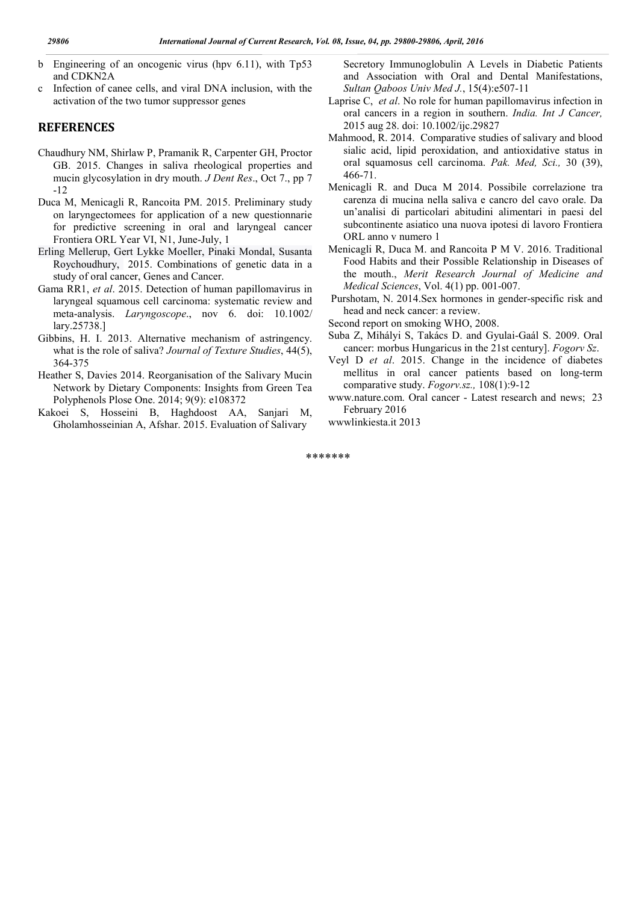b Engineering of an oncogenic virus (hpv 6.11), with Tp53 and CDKN2A

c Infection of canee cells, and viral DNA inclusion, with the activation of the two tumor suppressor genes

## REFERENCES

Chaudhury NM, Shirlaw P, Pramanik R, Carpenter GH, Proctor GB. 2015. Changes in saliva rheological properties and mucin glycosylation in dry mouth. *J Dent Res*., Oct 7., pp 7 -12

Duca M, Menicagli R, Rancoita PM. 2015. Preliminary study on laryngectomees for application of a new questionnarie for predictive screening in oral and laryngeal cancer Frontiera ORL Year VI, N1, June-July, 1

Erling Mellerup, Gert Lykke Moeller, Pinaki Mondal, Susanta Roychoudhury, 2015. Combinations of genetic data in a study of oral cancer, Genes and Cancer.

Gama RR1, *et al*. 2015. Detection of human papillomavirus in laryngeal squamous cell carcinoma: systematic review and meta-analysis. *Laryngoscope*., nov 6. doi: 10.1002/ lary.25738.]

Gibbins, H. I. 2013. Alternative mechanism of astringency. what is the role of saliva? *Journal of Texture Studies*, 44(5), 364-375

Heather S, Davies 2014. Reorganisation of the Salivary Mucin Network by Dietary Components: Insights from Green Tea Polyphenols Plose One. 2014; 9(9): e108372

Kakoei S, Hosseini B, Haghdoost AA, Sanjari M, Gholamhosseinian A, Afshar. 2015. Evaluation of Salivary Secretory Immunoglobulin A Levels in Diabetic Patients and Association with Oral and Dental Manifestations, *Sultan Qaboos Univ Med J.*, 15(4):e507-11

Laprise C, *et al*. No role for human papillomavirus infection in oral cancers in a region in southern. *India. Int J Cancer,* 2015 aug 28. doi: 10.1002/ijc.29827

Mahmood, R. 2014. Comparative studies of salivary and blood sialic acid, lipid peroxidation, and antioxidative status in oral squamosus cell carcinoma. *Pak. Med, Sci.,* 30 (39), 466-71.

Menicagli R. and Duca M 2014. Possibile correlazione tra carenza di mucina nella saliva e cancro del cavo orale. Da un'analisi di particolari abitudini alimentari in paesi del subcontinente asiatico una nuova ipotesi di lavoro Frontiera ORL anno v numero 1

Menicagli R, Duca M. and Rancoita P M V. 2016. Traditional Food Habits and their Possible Relationship in Diseases of the mouth., *Merit Research Journal of Medicine and Medical Sciences*, Vol. 4(1) pp. 001-007.

Purshotam, N. 2014.Sex hormones in gender-specific risk and head and neck cancer: a review.

Second report on smoking WHO, 2008.

Suba Z, Mihályi S, Takács D. and Gyulai-Gaál S. 2009. Oral cancer: morbus Hungaricus in the 21st century]. *Fogorv Sz*.

Veyl D *et al*. 2015. Change in the incidence of diabetes mellitus in oral cancer patients based on long-term comparative study. *Fogorv.sz.,* 108(1):9-12

www.nature.com. Oral cancer - Latest research and news; 23 February 2016

wwwlinkiesta.it 2013

*******